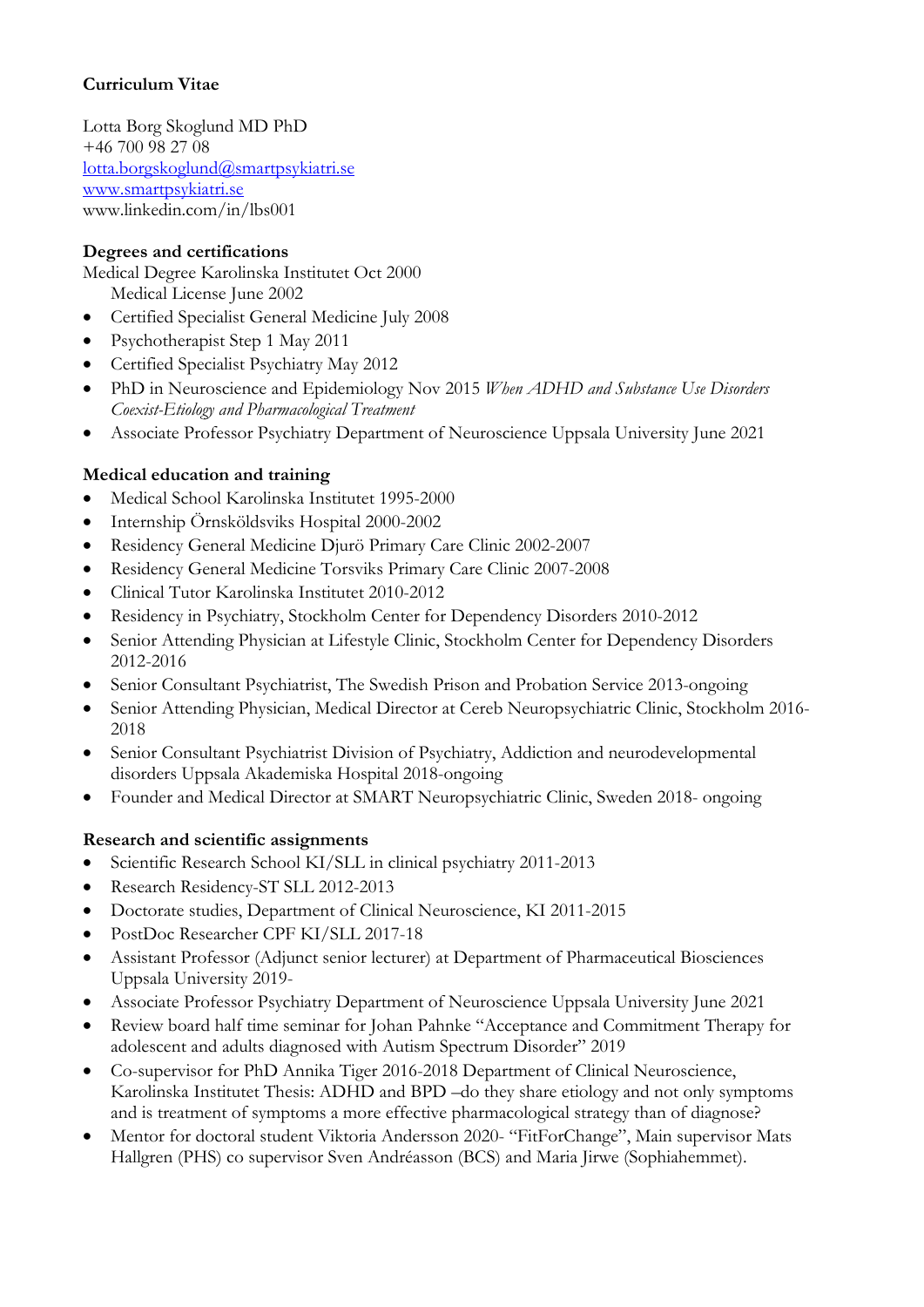**Curriculum Vitae**

Lotta Borg Skoglund MD PhD
+46 700 98 27 08
lotta.borgskoglund@smartpsykiatri.se
www.smartpsykiatri.se
www.linkedin.com/in/lbs001

**Degrees and certifications**

Medical Degree Karolinska Institutet Oct 2000
Medical License June 2002

- Certified Specialist General Medicine July 2008
- Psychotherapist Step 1 May 2011
- Certified Specialist Psychiatry May 2012
- PhD in Neuroscience and Epidemiology Nov 2015 *When ADHD and Substance Use Disorders Coexist-Etiology and Pharmacological Treatment*
- Associate Professor Psychiatry Department of Neuroscience Uppsala University June 2021

**Medical education and training**

- Medical School Karolinska Institutet 1995-2000
- Internship Örnsköldsviks Hospital 2000-2002
- Residency General Medicine Djurö Primary Care Clinic 2002-2007
- Residency General Medicine Torsviks Primary Care Clinic 2007-2008
- Clinical Tutor Karolinska Institutet 2010-2012
- Residency in Psychiatry, Stockholm Center for Dependency Disorders 2010-2012
- Senior Attending Physician at Lifestyle Clinic, Stockholm Center for Dependency Disorders 2012-2016
- Senior Consultant Psychiatrist, The Swedish Prison and Probation Service 2013-ongoing
- Senior Attending Physician, Medical Director at Cereb Neuropsychiatric Clinic, Stockholm 2016-2018
- Senior Consultant Psychiatrist Division of Psychiatry, Addiction and neurodevelopmental disorders Uppsala Akademiska Hospital 2018-ongoing
- Founder and Medical Director at SMART Neuropsychiatric Clinic, Sweden 2018- ongoing

**Research and scientific assignments**

- Scientific Research School KI/SLL in clinical psychiatry 2011-2013
- Research Residency-ST SLL 2012-2013
- Doctorate studies, Department of Clinical Neuroscience, KI 2011-2015
- PostDoc Researcher CPF KI/SLL 2017-18
- Assistant Professor (Adjunct senior lecturer) at Department of Pharmaceutical Biosciences Uppsala University 2019-
- Associate Professor Psychiatry Department of Neuroscience Uppsala University June 2021
- Review board half time seminar for Johan Pahnke "Acceptance and Commitment Therapy for adolescent and adults diagnosed with Autism Spectrum Disorder" 2019
- Co-supervisor for PhD Annika Tiger 2016-2018 Department of Clinical Neuroscience, Karolinska Institutet Thesis: ADHD and BPD –do they share etiology and not only symptoms and is treatment of symptoms a more effective pharmacological strategy than of diagnose?
- Mentor for doctoral student Viktoria Andersson 2020- "FitForChange", Main supervisor Mats Hallgren (PHS) co supervisor Sven Andréasson (BCS) and Maria Jirwe (Sophiahemmet).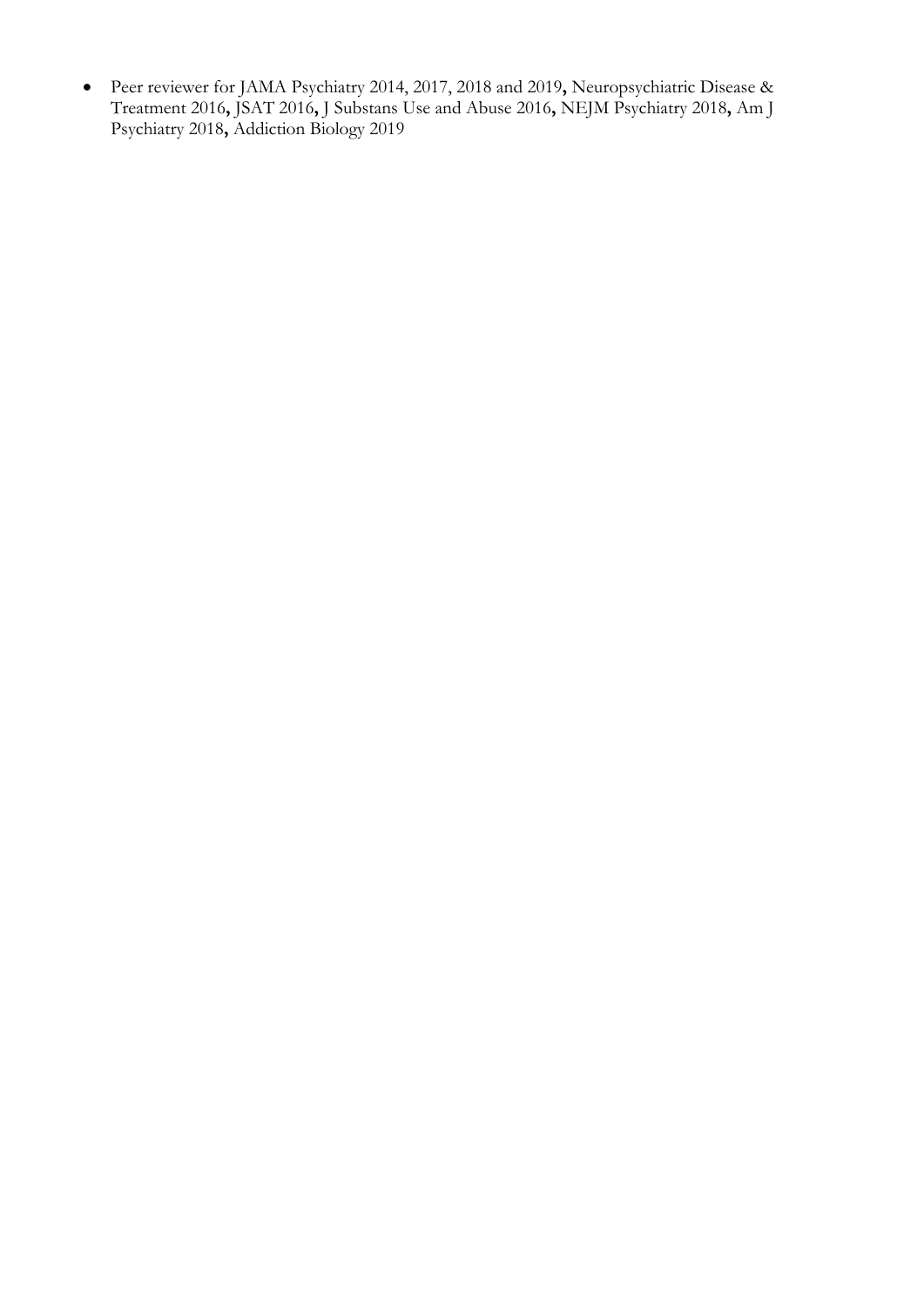- Peer reviewer for JAMA Psychiatry 2014, 2017, 2018 and 2019, Neuropsychiatric Disease & Treatment 2016, JSAT 2016, J Substans Use and Abuse 2016, NEJM Psychiatry 2018, Am J Psychiatry 2018, Addiction Biology 2019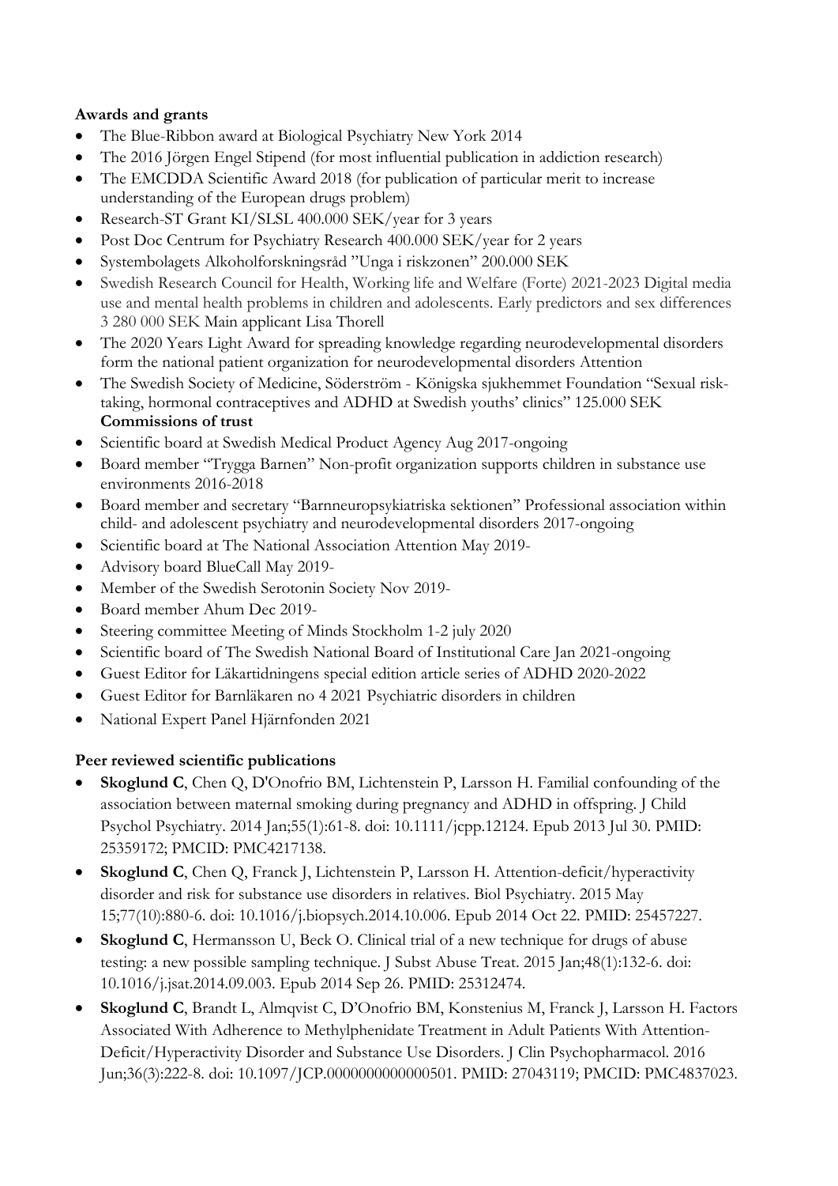**Awards and grants**

- The Blue-Ribbon award at Biological Psychiatry New York 2014
- The 2016 Jörgen Engel Stipend (for most influential publication in addiction research)
- The EMCDDA Scientific Award 2018 (for publication of particular merit to increase understanding of the European drugs problem)
- Research-ST Grant KI/SLSL 400.000 SEK/year for 3 years
- Post Doc Centrum for Psychiatry Research 400.000 SEK/year for 2 years
- Systembolagets Alkoholforskningsråd "Unga i riskzonen" 200.000 SEK
- Swedish Research Council for Health, Working life and Welfare (Forte) 2021-2023 Digital media use and mental health problems in children and adolescents. Early predictors and sex differences 3 280 000 SEK Main applicant Lisa Thorell
- The 2020 Years Light Award for spreading knowledge regarding neurodevelopmental disorders form the national patient organization for neurodevelopmental disorders Attention
- The Swedish Society of Medicine, Söderström - Königska sjukhemmet Foundation "Sexual risk-taking, hormonal contraceptives and ADHD at Swedish youths' clinics" 125.000 SEK

**Commissions of trust**

- Scientific board at Swedish Medical Product Agency Aug 2017-ongoing
- Board member "Trygga Barnen" Non-profit organization supports children in substance use environments 2016-2018
- Board member and secretary "Barnneuropsykiatriska sektionen" Professional association within child- and adolescent psychiatry and neurodevelopmental disorders 2017-ongoing
- Scientific board at The National Association Attention May 2019-
- Advisory board BlueCall May 2019-
- Member of the Swedish Serotonin Society Nov 2019-
- Board member Ahum Dec 2019-
- Steering committee Meeting of Minds Stockholm 1-2 july 2020
- Scientific board of The Swedish National Board of Institutional Care Jan 2021-ongoing
- Guest Editor for Läkartidningens special edition article series of ADHD 2020-2022
- Guest Editor for Barnläkaren no 4 2021 Psychiatric disorders in children
- National Expert Panel Hjärnfonden 2021

**Peer reviewed scientific publications**

- **Skoglund C**, Chen Q, D'Onofrio BM, Lichtenstein P, Larsson H. Familial confounding of the association between maternal smoking during pregnancy and ADHD in offspring. J Child Psychol Psychiatry. 2014 Jan;55(1):61-8. doi: 10.1111/jcpp.12124. Epub 2013 Jul 30. PMID: 25359172; PMCID: PMC4217138.
- **Skoglund C**, Chen Q, Franck J, Lichtenstein P, Larsson H. Attention-deficit/hyperactivity disorder and risk for substance use disorders in relatives. Biol Psychiatry. 2015 May 15;77(10):880-6. doi: 10.1016/j.biopsych.2014.10.006. Epub 2014 Oct 22. PMID: 25457227.
- **Skoglund C**, Hermansson U, Beck O. Clinical trial of a new technique for drugs of abuse testing: a new possible sampling technique. J Subst Abuse Treat. 2015 Jan;48(1):132-6. doi: 10.1016/j.jsat.2014.09.003. Epub 2014 Sep 26. PMID: 25312474.
- **Skoglund C**, Brandt L, Almqvist C, D'Onofrio BM, Konstenius M, Franck J, Larsson H. Factors Associated With Adherence to Methylphenidate Treatment in Adult Patients With Attention-Deficit/Hyperactivity Disorder and Substance Use Disorders. J Clin Psychopharmacol. 2016 Jun;36(3):222-8. doi: 10.1097/JCP.0000000000000501. PMID: 27043119; PMCID: PMC4837023.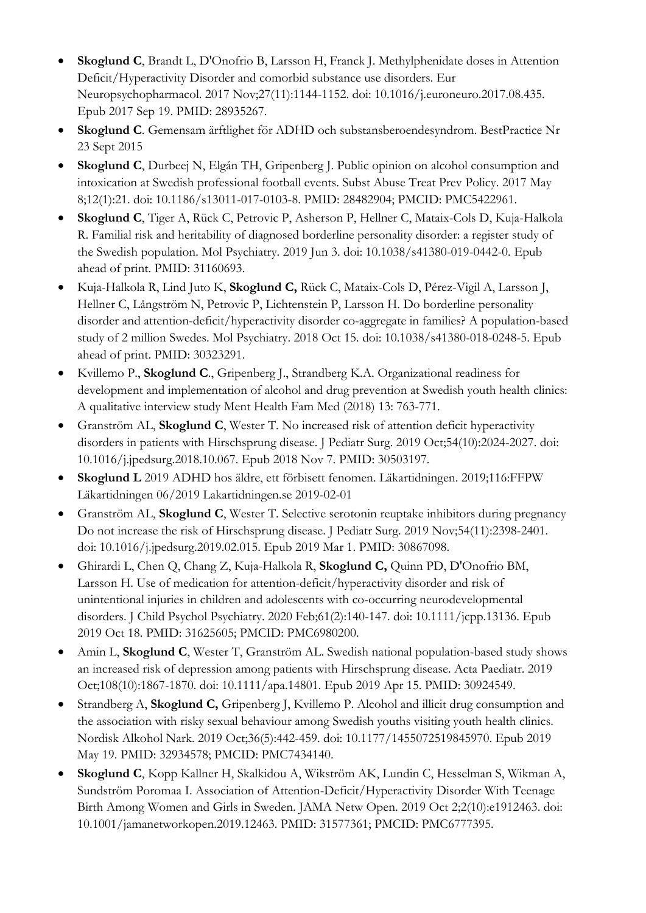- **Skoglund C**, Brandt L, D'Onofrio B, Larsson H, Franck J. Methylphenidate doses in Attention Deficit/Hyperactivity Disorder and comorbid substance use disorders. Eur Neuropsychopharmacol. 2017 Nov;27(11):1144-1152. doi: 10.1016/j.euroneuro.2017.08.435. Epub 2017 Sep 19. PMID: 28935267.
- **Skoglund C**. Gemensam ärftlighet för ADHD och substansberoendesyndrom. BestPractice Nr 23 Sept 2015
- **Skoglund C**, Durbeej N, Elgán TH, Gripenberg J. Public opinion on alcohol consumption and intoxication at Swedish professional football events. Subst Abuse Treat Prev Policy. 2017 May 8;12(1):21. doi: 10.1186/s13011-017-0103-8. PMID: 28482904; PMCID: PMC5422961.
- **Skoglund C**, Tiger A, Rück C, Petrovic P, Asherson P, Hellner C, Mataix-Cols D, Kuja-Halkola R. Familial risk and heritability of diagnosed borderline personality disorder: a register study of the Swedish population. Mol Psychiatry. 2019 Jun 3. doi: 10.1038/s41380-019-0442-0. Epub ahead of print. PMID: 31160693.
- Kuja-Halkola R, Lind Juto K, **Skoglund C,** Rück C, Mataix-Cols D, Pérez-Vigil A, Larsson J, Hellner C, Långström N, Petrovic P, Lichtenstein P, Larsson H. Do borderline personality disorder and attention-deficit/hyperactivity disorder co-aggregate in families? A population-based study of 2 million Swedes. Mol Psychiatry. 2018 Oct 15. doi: 10.1038/s41380-018-0248-5. Epub ahead of print. PMID: 30323291.
- Kvillemo P., **Skoglund C**., Gripenberg J., Strandberg K.A. Organizational readiness for development and implementation of alcohol and drug prevention at Swedish youth health clinics: A qualitative interview study Ment Health Fam Med (2018) 13: 763-771.
- Granström AL, **Skoglund C**, Wester T. No increased risk of attention deficit hyperactivity disorders in patients with Hirschsprung disease. J Pediatr Surg. 2019 Oct;54(10):2024-2027. doi: 10.1016/j.jpedsurg.2018.10.067. Epub 2018 Nov 7. PMID: 30503197.
- **Skoglund L** 2019 ADHD hos äldre, ett förbisett fenomen. Läkartidningen. 2019;116:FFPW Läkartidningen 06/2019 Lakartidningen.se 2019-02-01
- Granström AL, **Skoglund C**, Wester T. Selective serotonin reuptake inhibitors during pregnancy Do not increase the risk of Hirschsprung disease. J Pediatr Surg. 2019 Nov;54(11):2398-2401. doi: 10.1016/j.jpedsurg.2019.02.015. Epub 2019 Mar 1. PMID: 30867098.
- Ghirardi L, Chen Q, Chang Z, Kuja-Halkola R, **Skoglund C,** Quinn PD, D'Onofrio BM, Larsson H. Use of medication for attention-deficit/hyperactivity disorder and risk of unintentional injuries in children and adolescents with co-occurring neurodevelopmental disorders. J Child Psychol Psychiatry. 2020 Feb;61(2):140-147. doi: 10.1111/jcpp.13136. Epub 2019 Oct 18. PMID: 31625605; PMCID: PMC6980200.
- Amin L, **Skoglund C**, Wester T, Granström AL. Swedish national population-based study shows an increased risk of depression among patients with Hirschsprung disease. Acta Paediatr. 2019 Oct;108(10):1867-1870. doi: 10.1111/apa.14801. Epub 2019 Apr 15. PMID: 30924549.
- Strandberg A, **Skoglund C,** Gripenberg J, Kvillemo P. Alcohol and illicit drug consumption and the association with risky sexual behaviour among Swedish youths visiting youth health clinics. Nordisk Alkohol Nark. 2019 Oct;36(5):442-459. doi: 10.1177/1455072519845970. Epub 2019 May 19. PMID: 32934578; PMCID: PMC7434140.
- **Skoglund C**, Kopp Kallner H, Skalkidou A, Wikström AK, Lundin C, Hesselman S, Wikman A, Sundström Poromaa I. Association of Attention-Deficit/Hyperactivity Disorder With Teenage Birth Among Women and Girls in Sweden. JAMA Netw Open. 2019 Oct 2;2(10):e1912463. doi: 10.1001/jamanetworkopen.2019.12463. PMID: 31577361; PMCID: PMC6777395.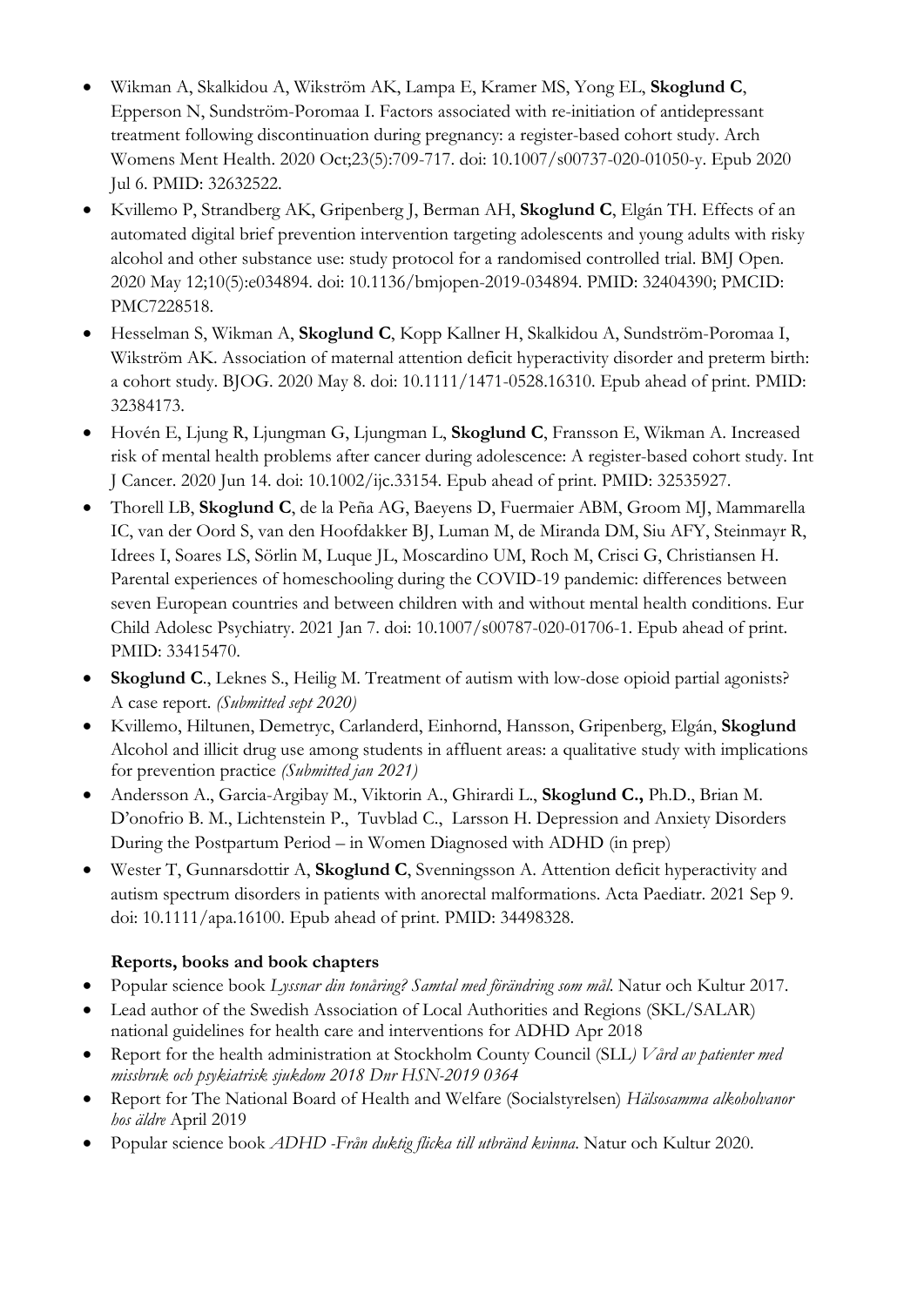- Wikman A, Skalkidou A, Wikström AK, Lampa E, Kramer MS, Yong EL, **Skoglund C**, Epperson N, Sundström-Poromaa I. Factors associated with re-initiation of antidepressant treatment following discontinuation during pregnancy: a register-based cohort study. Arch Womens Ment Health. 2020 Oct;23(5):709-717. doi: 10.1007/s00737-020-01050-y. Epub 2020 Jul 6. PMID: 32632522.
- Kvillemo P, Strandberg AK, Gripenberg J, Berman AH, **Skoglund C**, Elgán TH. Effects of an automated digital brief prevention intervention targeting adolescents and young adults with risky alcohol and other substance use: study protocol for a randomised controlled trial. BMJ Open. 2020 May 12;10(5):e034894. doi: 10.1136/bmjopen-2019-034894. PMID: 32404390; PMCID: PMC7228518.
- Hesselman S, Wikman A, **Skoglund C**, Kopp Kallner H, Skalkidou A, Sundström-Poromaa I, Wikström AK. Association of maternal attention deficit hyperactivity disorder and preterm birth: a cohort study. BJOG. 2020 May 8. doi: 10.1111/1471-0528.16310. Epub ahead of print. PMID: 32384173.
- Hovén E, Ljung R, Ljungman G, Ljungman L, **Skoglund C**, Fransson E, Wikman A. Increased risk of mental health problems after cancer during adolescence: A register-based cohort study. Int J Cancer. 2020 Jun 14. doi: 10.1002/ijc.33154. Epub ahead of print. PMID: 32535927.
- Thorell LB, **Skoglund C**, de la Peña AG, Baeyens D, Fuermaier ABM, Groom MJ, Mammarella IC, van der Oord S, van den Hoofdakker BJ, Luman M, de Miranda DM, Siu AFY, Steinmayr R, Idrees I, Soares LS, Sörlin M, Luque JL, Moscardino UM, Roch M, Crisci G, Christiansen H. Parental experiences of homeschooling during the COVID-19 pandemic: differences between seven European countries and between children with and without mental health conditions. Eur Child Adolesc Psychiatry. 2021 Jan 7. doi: 10.1007/s00787-020-01706-1. Epub ahead of print. PMID: 33415470.
- **Skoglund C**., Leknes S., Heilig M. Treatment of autism with low-dose opioid partial agonists? A case report. *(Submitted sept 2020)*
- Kvillemo, Hiltunen, Demetryc, Carlanderd, Einhornd, Hansson, Gripenberg, Elgán, **Skoglund** Alcohol and illicit drug use among students in affluent areas: a qualitative study with implications for prevention practice *(Submitted jan 2021)*
- Andersson A., Garcia-Argibay M., Viktorin A., Ghirardi L., **Skoglund C.,** Ph.D., Brian M. D'onofrio B. M., Lichtenstein P., Tuvblad C., Larsson H. Depression and Anxiety Disorders During the Postpartum Period – in Women Diagnosed with ADHD (in prep)
- Wester T, Gunnarsdottir A, **Skoglund C**, Svenningsson A. Attention deficit hyperactivity and autism spectrum disorders in patients with anorectal malformations. Acta Paediatr. 2021 Sep 9. doi: 10.1111/apa.16100. Epub ahead of print. PMID: 34498328.

**Reports, books and book chapters**

- Popular science book *Lyssnar din tonåring? Samtal med förändring som mål*. Natur och Kultur 2017.
- Lead author of the Swedish Association of Local Authorities and Regions (SKL/SALAR) national guidelines for health care and interventions for ADHD Apr 2018
- Report for the health administration at Stockholm County Council (SLL*) Vård av patienter med missbruk och psykiatrisk sjukdom 2018 Dnr HSN-2019 0364*
- Report for The National Board of Health and Welfare (Socialstyrelsen) *Hälsosamma alkoholvanor hos äldre* April 2019
- Popular science book *ADHD -Från duktig flicka till utbränd kvinna*. Natur och Kultur 2020.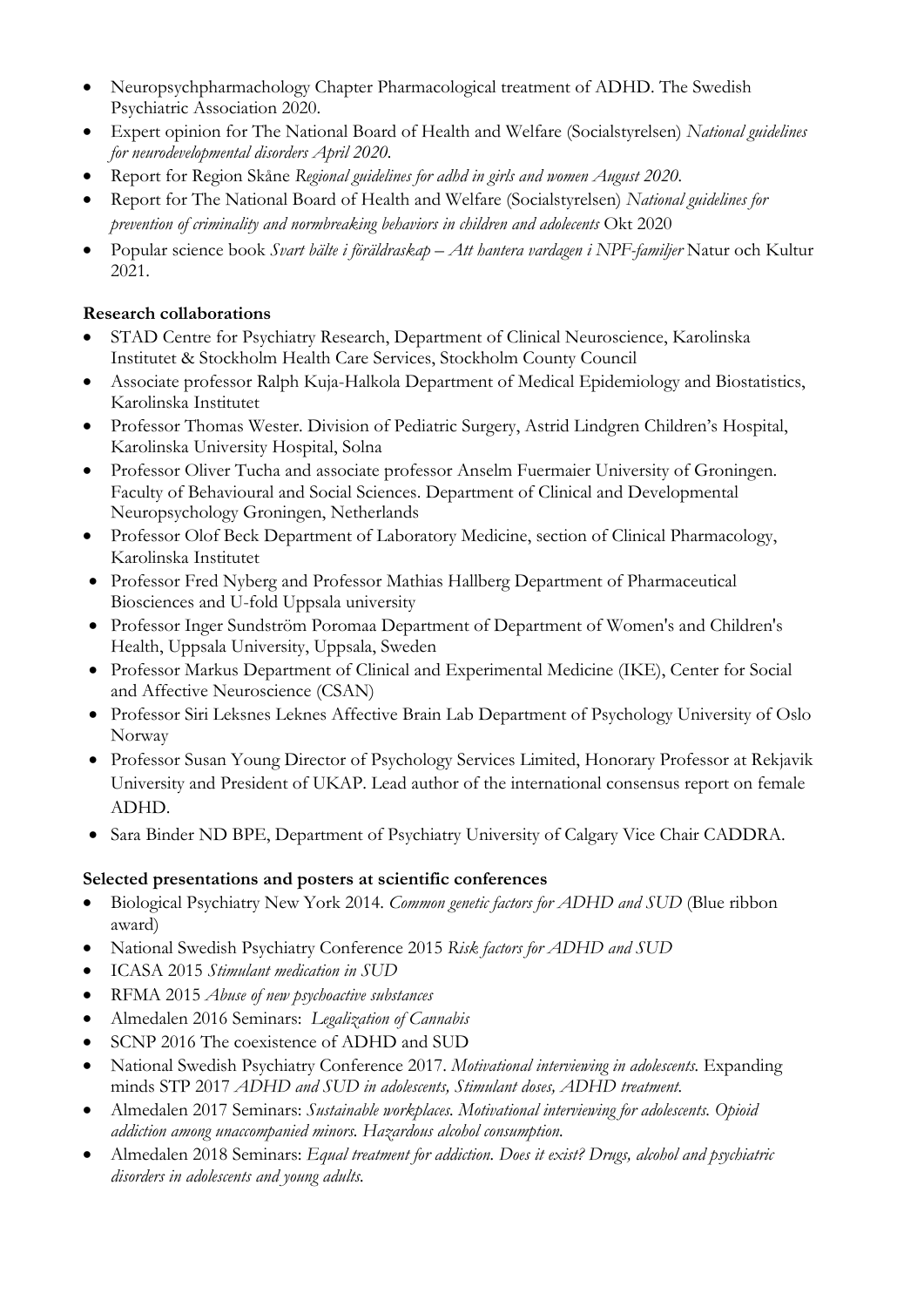- Neuropsychpharmachology Chapter Pharmacological treatment of ADHD. The Swedish Psychiatric Association 2020.
- Expert opinion for The National Board of Health and Welfare (Socialstyrelsen) *National guidelines for neurodevelopmental disorders April 2020.*
- Report for Region Skåne *Regional guidelines for adhd in girls and women August 2020.*
- Report for The National Board of Health and Welfare (Socialstyrelsen) *National guidelines for prevention of criminality and normbreaking behaviors in children and adolecents* Okt 2020
- Popular science book *Svart bälte i föräldraskap – Att hantera vardagen i NPF-familjer* Natur och Kultur 2021.

**Research collaborations**

- STAD Centre for Psychiatry Research, Department of Clinical Neuroscience, Karolinska Institutet & Stockholm Health Care Services, Stockholm County Council
- Associate professor Ralph Kuja-Halkola Department of Medical Epidemiology and Biostatistics, Karolinska Institutet
- Professor Thomas Wester. Division of Pediatric Surgery, Astrid Lindgren Children's Hospital, Karolinska University Hospital, Solna
- Professor Oliver Tucha and associate professor Anselm Fuermaier University of Groningen. Faculty of Behavioural and Social Sciences. Department of Clinical and Developmental Neuropsychology Groningen, Netherlands
- Professor Olof Beck Department of Laboratory Medicine, section of Clinical Pharmacology, Karolinska Institutet
- Professor Fred Nyberg and Professor Mathias Hallberg Department of Pharmaceutical Biosciences and U-fold Uppsala university
- Professor Inger Sundström Poromaa Department of Department of Women's and Children's Health, Uppsala University, Uppsala, Sweden
- Professor Markus Department of Clinical and Experimental Medicine (IKE), Center for Social and Affective Neuroscience (CSAN)
- Professor Siri Leksnes Leknes Affective Brain Lab Department of Psychology University of Oslo Norway
- Professor Susan Young Director of Psychology Services Limited, Honorary Professor at Rekjavik University and President of UKAP. Lead author of the international consensus report on female ADHD.
- Sara Binder ND BPE, Department of Psychiatry University of Calgary Vice Chair CADDRA.

**Selected presentations and posters at scientific conferences**

- Biological Psychiatry New York 2014. *Common genetic factors for ADHD and SUD* (Blue ribbon award)
- National Swedish Psychiatry Conference 2015 *Risk factors for ADHD and SUD*
- ICASA 2015 *Stimulant medication in SUD*
- RFMA 2015 *Abuse of new psychoactive substances*
- Almedalen 2016 Seminars: *Legalization of Cannabis*
- SCNP 2016 The coexistence of ADHD and SUD
- National Swedish Psychiatry Conference 2017. *Motivational interviewing in adolescents.* Expanding minds STP 2017 *ADHD and SUD in adolescents, Stimulant doses, ADHD treatment.*
- Almedalen 2017 Seminars: *Sustainable workplaces. Motivational interviewing for adolescents. Opioid addiction among unaccompanied minors. Hazardous alcohol consumption.*
- Almedalen 2018 Seminars: *Equal treatment for addiction. Does it exist? Drugs, alcohol and psychiatric disorders in adolescents and young adults.*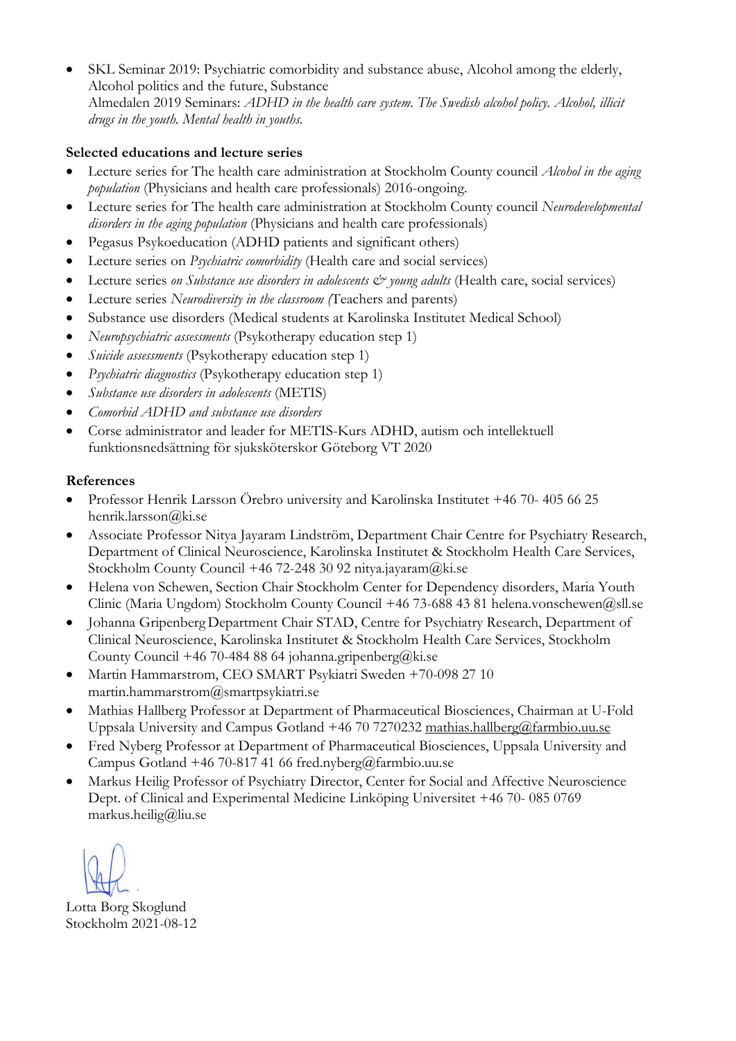- SKL Seminar 2019: Psychiatric comorbidity and substance abuse, Alcohol among the elderly, Alcohol politics and the future, Substance
  Almedalen 2019 Seminars: *ADHD in the health care system. The Swedish alcohol policy. Alcohol, illicit drugs in the youth. Mental health in youths.*

**Selected educations and lecture series**

- Lecture series for The health care administration at Stockholm County council *Alcohol in the aging population* (Physicians and health care professionals) 2016-ongoing.
- Lecture series for The health care administration at Stockholm County council *Neurodevelopmental disorders in the aging population* (Physicians and health care professionals)
- Pegasus Psykoeducation (ADHD patients and significant others)
- Lecture series on *Psychiatric comorbidity* (Health care and social services)
- Lecture series *on Substance use disorders in adolescents & young adults* (Health care, social services)
- Lecture series *Neurodiversity in the classroom (*Teachers and parents)
- Substance use disorders (Medical students at Karolinska Institutet Medical School)
- *Neuropsychiatric assessments* (Psykotherapy education step 1)
- *Suicide assessments* (Psykotherapy education step 1)
- *Psychiatric diagnostics* (Psykotherapy education step 1)
- *Substance use disorders in adolescents* (METIS)
- *Comorbid ADHD and substance use disorders*
- Corse administrator and leader for METIS-Kurs ADHD, autism och intellektuell funktionsnedsättning för sjuksköterskor Göteborg VT 2020

**References**

- Professor Henrik Larsson Örebro university and Karolinska Institutet +46 70- 405 66 25 henrik.larsson@ki.se
- Associate Professor Nitya Jayaram Lindström, Department Chair Centre for Psychiatry Research, Department of Clinical Neuroscience, Karolinska Institutet & Stockholm Health Care Services, Stockholm County Council +46 72-248 30 92 nitya.jayaram@ki.se
- Helena von Schewen, Section Chair Stockholm Center for Dependency disorders, Maria Youth Clinic (Maria Ungdom) Stockholm County Council +46 73-688 43 81 helena.vonschewen@sll.se
- Johanna Gripenberg Department Chair STAD, Centre for Psychiatry Research, Department of Clinical Neuroscience, Karolinska Institutet & Stockholm Health Care Services, Stockholm County Council +46 70-484 88 64 johanna.gripenberg@ki.se
- Martin Hammarstrom, CEO SMART Psykiatri Sweden +70-098 27 10 martin.hammarstrom@smartpsykiatri.se
- Mathias Hallberg Professor at Department of Pharmaceutical Biosciences, Chairman at U-Fold Uppsala University and Campus Gotland +46 70 7270232 mathias.hallberg@farmbio.uu.se
- Fred Nyberg Professor at Department of Pharmaceutical Biosciences, Uppsala University and Campus Gotland +46 70-817 41 66 fred.nyberg@farmbio.uu.se
- Markus Heilig Professor of Psychiatry Director, Center for Social and Affective Neuroscience Dept. of Clinical and Experimental Medicine Linköping Universitet +46 70- 085 0769 markus.heilig@liu.se

Lotta Borg Skoglund
Stockholm 2021-08-12